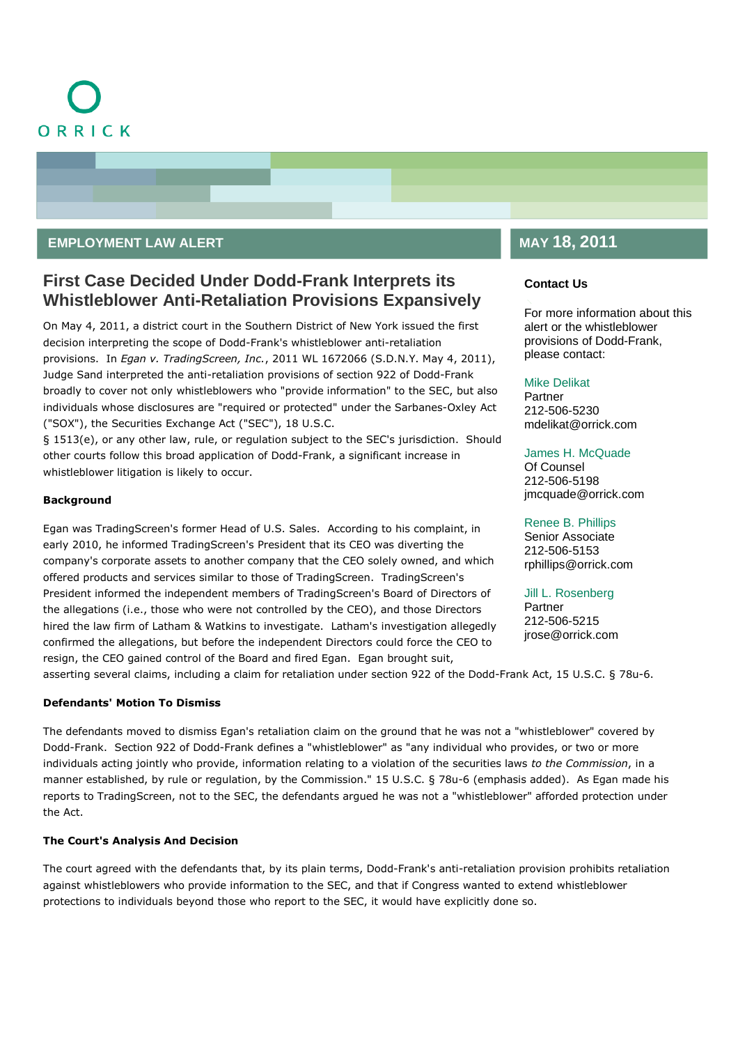ORRICK

**EMPLOYMENT LAW ALERT**

**MAY 18, 2011**

# First Case Decided Under Dodd-Frank Interprets its Whistleblower Anti-Retaliation Provisions Expansively

On May 4, 2011, a district court in the Southern District of New York issued the first decision interpreting the scope of Dodd-Frank's whistleblower anti-retaliation provisions. In *Egan v. TradingScreen, Inc.*, 2011 WL 1672066 (S.D.N.Y. May 4, 2011), Judge Sand interpreted the anti-retaliation provisions of section 922 of Dodd-Frank broadly to cover not only whistleblowers who "provide information" to the SEC, but also individuals whose disclosures are "required or protected" under the Sarbanes-Oxley Act ("SOX"), the Securities Exchange Act ("SEC"), 18 U.S.C. § 1513(e), or any other law, rule, or regulation subject to the SEC's jurisdiction. Should other courts follow this broad application of Dodd-Frank, a significant increase in whistleblower litigation is likely to occur.

**Background**

Egan was TradingScreen's former Head of U.S. Sales. According to his complaint, in early 2010, he informed TradingScreen's President that its CEO was diverting the company's corporate assets to another company that the CEO solely owned, and which offered products and services similar to those of TradingScreen. TradingScreen's President informed the independent members of TradingScreen's Board of Directors of the allegations (i.e., those who were not controlled by the CEO), and those Directors hired the law firm of Latham & Watkins to investigate. Latham's investigation allegedly confirmed the allegations, but before the independent Directors could force the CEO to resign, the CEO gained control of the Board and fired Egan. Egan brought suit, asserting several claims, including a claim for retaliation under section 922 of the Dodd-Frank Act, 15 U.S.C. § 78u-6.

**Defendants' Motion To Dismiss**

The defendants moved to dismiss Egan's retaliation claim on the ground that he was not a "whistleblower" covered by Dodd-Frank. Section 922 of Dodd-Frank defines a "whistleblower" as "any individual who provides, or two or more individuals acting jointly who provide, information relating to a violation of the securities laws *to the Commission*, in a manner established, by rule or regulation, by the Commission." 15 U.S.C. § 78u-6 (emphasis added). As Egan made his reports to TradingScreen, not to the SEC, the defendants argued he was not a "whistleblower" afforded protection under the Act.

**The Court's Analysis And Decision**

The court agreed with the defendants that, by its plain terms, Dodd-Frank's anti-retaliation provision prohibits retaliation against whistleblowers who provide information to the SEC, and that if Congress wanted to extend whistleblower protections to individuals beyond those who report to the SEC, it would have explicitly done so.

**Contact Us**

For more information about this alert or the whistleblower provisions of Dodd-Frank, please contact:

Mike Delikat
Partner
212-506-5230
mdelikat@orrick.com

James H. McQuade
Of Counsel
212-506-5198
jmcquade@orrick.com

Renee B. Phillips
Senior Associate
212-506-5153
rphillips@orrick.com

Jill L. Rosenberg
Partner
212-506-5215
jrose@orrick.com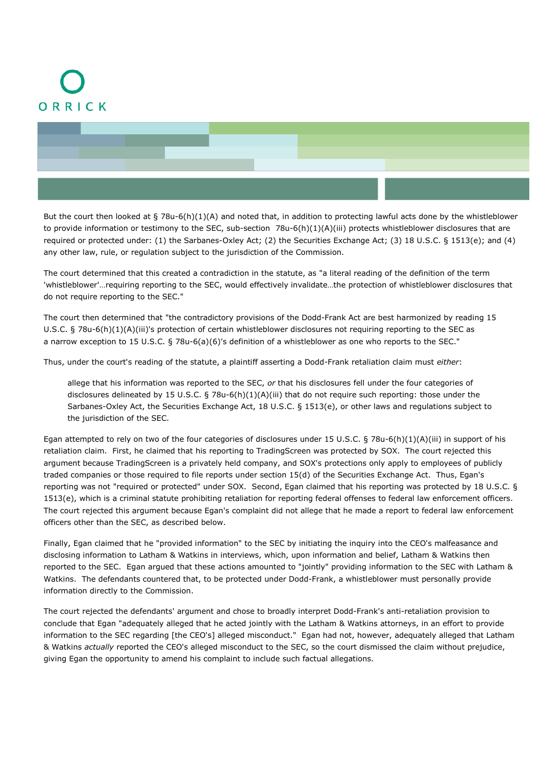But the court then looked at § 78u-6(h)(1)(A) and noted that, in addition to protecting lawful acts done by the whistleblower to provide information or testimony to the SEC, sub-section 78u-6(h)(1)(A)(iii) protects whistleblower disclosures that are required or protected under: (1) the Sarbanes-Oxley Act; (2) the Securities Exchange Act; (3) 18 U.S.C. § 1513(e); and (4) any other law, rule, or regulation subject to the jurisdiction of the Commission.

The court determined that this created a contradiction in the statute, as "a literal reading of the definition of the term 'whistleblower'…requiring reporting to the SEC, would effectively invalidate…the protection of whistleblower disclosures that do not require reporting to the SEC."

The court then determined that "the contradictory provisions of the Dodd-Frank Act are best harmonized by reading 15 U.S.C. § 78u-6(h)(1)(A)(iii)'s protection of certain whistleblower disclosures not requiring reporting to the SEC as a narrow exception to 15 U.S.C. § 78u-6(a)(6)'s definition of a whistleblower as one who reports to the SEC."

Thus, under the court's reading of the statute, a plaintiff asserting a Dodd-Frank retaliation claim must *either*:

> allege that his information was reported to the SEC, *or* that his disclosures fell under the four categories of disclosures delineated by 15 U.S.C. § 78u-6(h)(1)(A)(iii) that do not require such reporting: those under the Sarbanes-Oxley Act, the Securities Exchange Act, 18 U.S.C. § 1513(e), or other laws and regulations subject to the jurisdiction of the SEC.

Egan attempted to rely on two of the four categories of disclosures under 15 U.S.C. § 78u-6(h)(1)(A)(iii) in support of his retaliation claim. First, he claimed that his reporting to TradingScreen was protected by SOX. The court rejected this argument because TradingScreen is a privately held company, and SOX's protections only apply to employees of publicly traded companies or those required to file reports under section 15(d) of the Securities Exchange Act. Thus, Egan's reporting was not "required or protected" under SOX. Second, Egan claimed that his reporting was protected by 18 U.S.C. § 1513(e), which is a criminal statute prohibiting retaliation for reporting federal offenses to federal law enforcement officers. The court rejected this argument because Egan's complaint did not allege that he made a report to federal law enforcement officers other than the SEC, as described below.

Finally, Egan claimed that he "provided information" to the SEC by initiating the inquiry into the CEO's malfeasance and disclosing information to Latham & Watkins in interviews, which, upon information and belief, Latham & Watkins then reported to the SEC. Egan argued that these actions amounted to "jointly" providing information to the SEC with Latham & Watkins. The defendants countered that, to be protected under Dodd-Frank, a whistleblower must personally provide information directly to the Commission.

The court rejected the defendants' argument and chose to broadly interpret Dodd-Frank's anti-retaliation provision to conclude that Egan "adequately alleged that he acted jointly with the Latham & Watkins attorneys, in an effort to provide information to the SEC regarding [the CEO's] alleged misconduct." Egan had not, however, adequately alleged that Latham & Watkins *actually* reported the CEO's alleged misconduct to the SEC, so the court dismissed the claim without prejudice, giving Egan the opportunity to amend his complaint to include such factual allegations.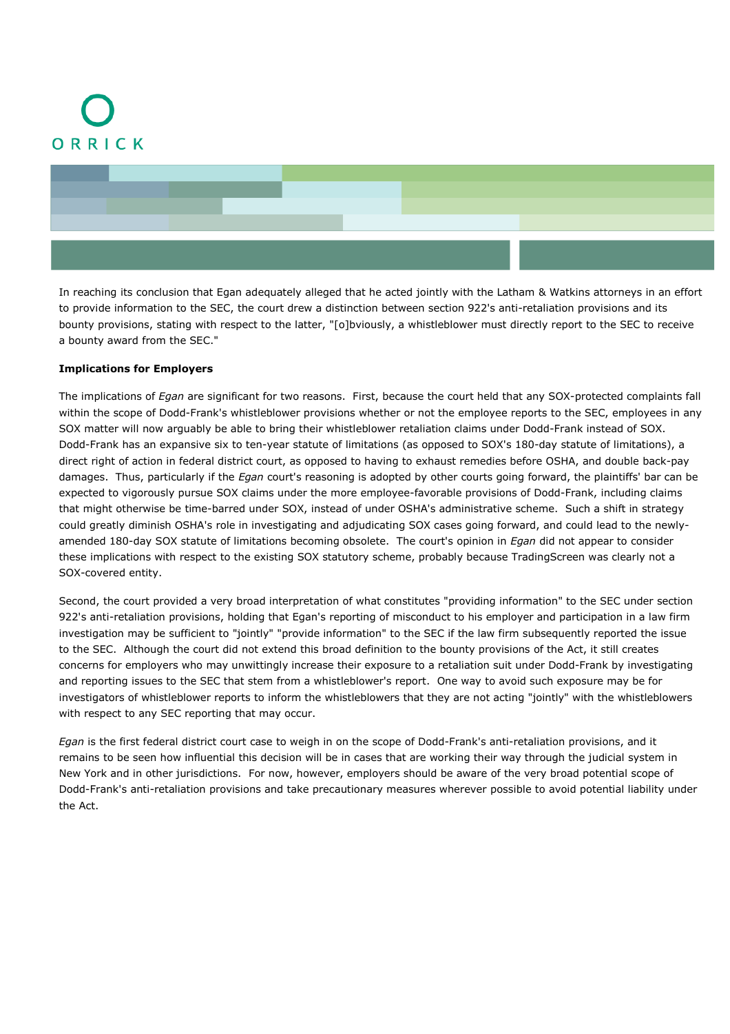In reaching its conclusion that Egan adequately alleged that he acted jointly with the Latham & Watkins attorneys in an effort to provide information to the SEC, the court drew a distinction between section 922's anti-retaliation provisions and its bounty provisions, stating with respect to the latter, "[o]bviously, a whistleblower must directly report to the SEC to receive a bounty award from the SEC."

**Implications for Employers**

The implications of *Egan* are significant for two reasons. First, because the court held that any SOX-protected complaints fall within the scope of Dodd-Frank's whistleblower provisions whether or not the employee reports to the SEC, employees in any SOX matter will now arguably be able to bring their whistleblower retaliation claims under Dodd-Frank instead of SOX. Dodd-Frank has an expansive six to ten-year statute of limitations (as opposed to SOX's 180-day statute of limitations), a direct right of action in federal district court, as opposed to having to exhaust remedies before OSHA, and double back-pay damages. Thus, particularly if the *Egan* court's reasoning is adopted by other courts going forward, the plaintiffs' bar can be expected to vigorously pursue SOX claims under the more employee-favorable provisions of Dodd-Frank, including claims that might otherwise be time-barred under SOX, instead of under OSHA's administrative scheme. Such a shift in strategy could greatly diminish OSHA's role in investigating and adjudicating SOX cases going forward, and could lead to the newly-amended 180-day SOX statute of limitations becoming obsolete. The court's opinion in *Egan* did not appear to consider these implications with respect to the existing SOX statutory scheme, probably because TradingScreen was clearly not a SOX-covered entity.

Second, the court provided a very broad interpretation of what constitutes "providing information" to the SEC under section 922's anti-retaliation provisions, holding that Egan's reporting of misconduct to his employer and participation in a law firm investigation may be sufficient to "jointly" "provide information" to the SEC if the law firm subsequently reported the issue to the SEC. Although the court did not extend this broad definition to the bounty provisions of the Act, it still creates concerns for employers who may unwittingly increase their exposure to a retaliation suit under Dodd-Frank by investigating and reporting issues to the SEC that stem from a whistleblower's report. One way to avoid such exposure may be for investigators of whistleblower reports to inform the whistleblowers that they are not acting "jointly" with the whistleblowers with respect to any SEC reporting that may occur.

*Egan* is the first federal district court case to weigh in on the scope of Dodd-Frank's anti-retaliation provisions, and it remains to be seen how influential this decision will be in cases that are working their way through the judicial system in New York and in other jurisdictions. For now, however, employers should be aware of the very broad potential scope of Dodd-Frank's anti-retaliation provisions and take precautionary measures wherever possible to avoid potential liability under the Act.